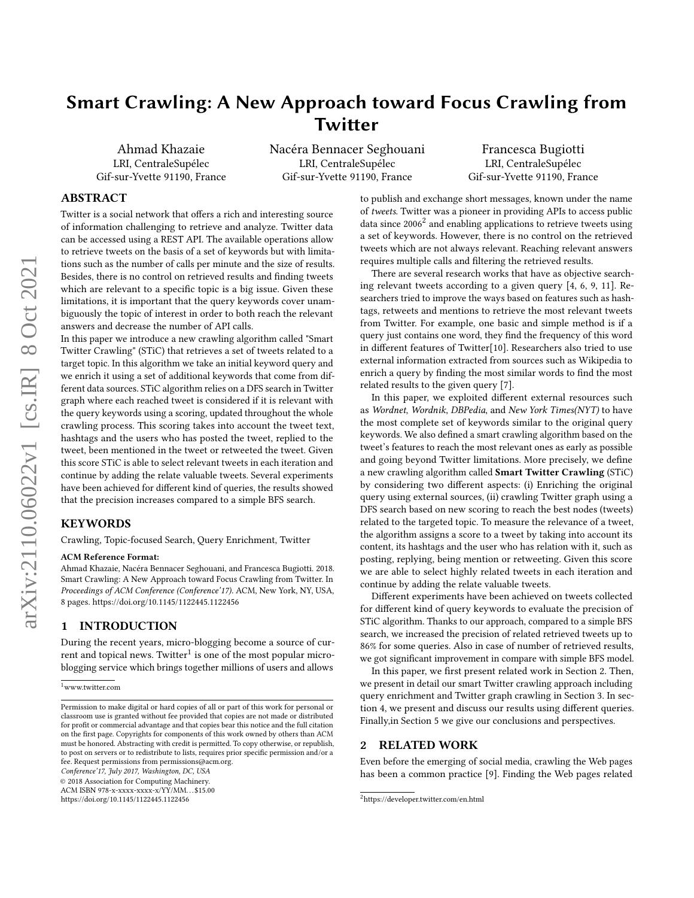# Smart Crawling: A New Approach toward Focus Crawling from Twitter

Ahmad Khazaie
LRI, CentraleSupélec
Gif-sur-Yvette 91190, France

Nacéra Bennacer Seghouani
LRI, CentraleSupélec
Gif-sur-Yvette 91190, France

Francesca Bugiotti
LRI, CentraleSupélec
Gif-sur-Yvette 91190, France

## ABSTRACT

Twitter is a social network that offers a rich and interesting source of information challenging to retrieve and analyze. Twitter data can be accessed using a REST API. The available operations allow to retrieve tweets on the basis of a set of keywords but with limitations such as the number of calls per minute and the size of results. Besides, there is no control on retrieved results and finding tweets which are relevant to a specific topic is a big issue. Given these limitations, it is important that the query keywords cover unambiguously the topic of interest in order to both reach the relevant answers and decrease the number of API calls.

In this paper we introduce a new crawling algorithm called "Smart Twitter Crawling" (STiC) that retrieves a set of tweets related to a target topic. In this algorithm we take an initial keyword query and we enrich it using a set of additional keywords that come from different data sources. STiC algorithm relies on a DFS search in Twitter graph where each reached tweet is considered if it is relevant with the query keywords using a scoring, updated throughout the whole crawling process. This scoring takes into account the tweet text, hashtags and the users who has posted the tweet, replied to the tweet, been mentioned in the tweet or retweeted the tweet. Given this score STiC is able to select relevant tweets in each iteration and continue by adding the relate valuable tweets. Several experiments have been achieved for different kind of queries, the results showed that the precision increases compared to a simple BFS search.

## KEYWORDS

Crawling, Topic-focused Search, Query Enrichment, Twitter

**ACM Reference Format:**
Ahmad Khazaie, Nacéra Bennacer Seghouani, and Francesca Bugiotti. 2018. Smart Crawling: A New Approach toward Focus Crawling from Twitter. In *Proceedings of ACM Conference (Conference'17)*. ACM, New York, NY, USA, 8 pages. https://doi.org/10.1145/1122445.1122456

## 1 INTRODUCTION

During the recent years, micro-blogging become a source of current and topical news. Twitter[1] is one of the most popular micro-blogging service which brings together millions of users and allows to publish and exchange short messages, known under the name of *tweets*. Twitter was a pioneer in providing APIs to access public data since 2006[2] and enabling applications to retrieve tweets using a set of keywords. However, there is no control on the retrieved tweets which are not always relevant. Reaching relevant answers requires multiple calls and filtering the retrieved results.

There are several research works that have as objective searching relevant tweets according to a given query [4, 6, 9, 11]. Researchers tried to improve the ways based on features such as hashtags, retweets and mentions to retrieve the most relevant tweets from Twitter. For example, one basic and simple method is if a query just contains one word, they find the frequency of this word in different features of Twitter[10]. Researchers also tried to use external information extracted from sources such as Wikipedia to enrich a query by finding the most similar words to find the most related results to the given query [7].

In this paper, we exploited different external resources such as *Wordnet*, *Wordnik*, *DBPedia*, and *New York Times(NYT)* to have the most complete set of keywords similar to the original query keywords. We also defined a smart crawling algorithm based on the tweet's features to reach the most relevant ones as early as possible and going beyond Twitter limitations. More precisely, we define a new crawling algorithm called **Smart Twitter Crawling** (STiC) by considering two different aspects: (i) Enriching the original query using external sources, (ii) crawling Twitter graph using a DFS search based on new scoring to reach the best nodes (tweets) related to the targeted topic. To measure the relevance of a tweet, the algorithm assigns a score to a tweet by taking into account its content, its hashtags and the user who has relation with it, such as posting, replying, being mention or retweeting. Given this score we are able to select highly related tweets in each iteration and continue by adding the relate valuable tweets.

Different experiments have been achieved on tweets collected for different kind of query keywords to evaluate the precision of STiC algorithm. Thanks to our approach, compared to a simple BFS search, we increased the precision of related retrieved tweets up to 86% for some queries. Also in case of number of retrieved results, we got significant improvement in compare with simple BFS model.

In this paper, we first present related work in Section 2. Then, we present in detail our smart Twitter crawling approach including query enrichment and Twitter graph crawling in Section 3. In section 4, we present and discuss our results using different queries. Finally,in Section 5 we give our conclusions and perspectives.

## 2 RELATED WORK

Even before the emerging of social media, crawling the Web pages has been a common practice [9]. Finding the Web pages related

[1] www.twitter.com

[2] https://developer.twitter.com/en.html

Permission to make digital or hard copies of all or part of this work for personal or classroom use is granted without fee provided that copies are not made or distributed for profit or commercial advantage and that copies bear this notice and the full citation on the first page. Copyrights for components of this work owned by others than ACM must be honored. Abstracting with credit is permitted. To copy otherwise, or republish, to post on servers or to redistribute to lists, requires prior specific permission and/or a fee. Request permissions from permissions@acm.org.
*Conference'17, July 2017, Washington, DC, USA*
© 2018 Association for Computing Machinery.
ACM ISBN 978-x-xxxx-xxxx-x/YY/MM...$15.00
https://doi.org/10.1145/1122445.1122456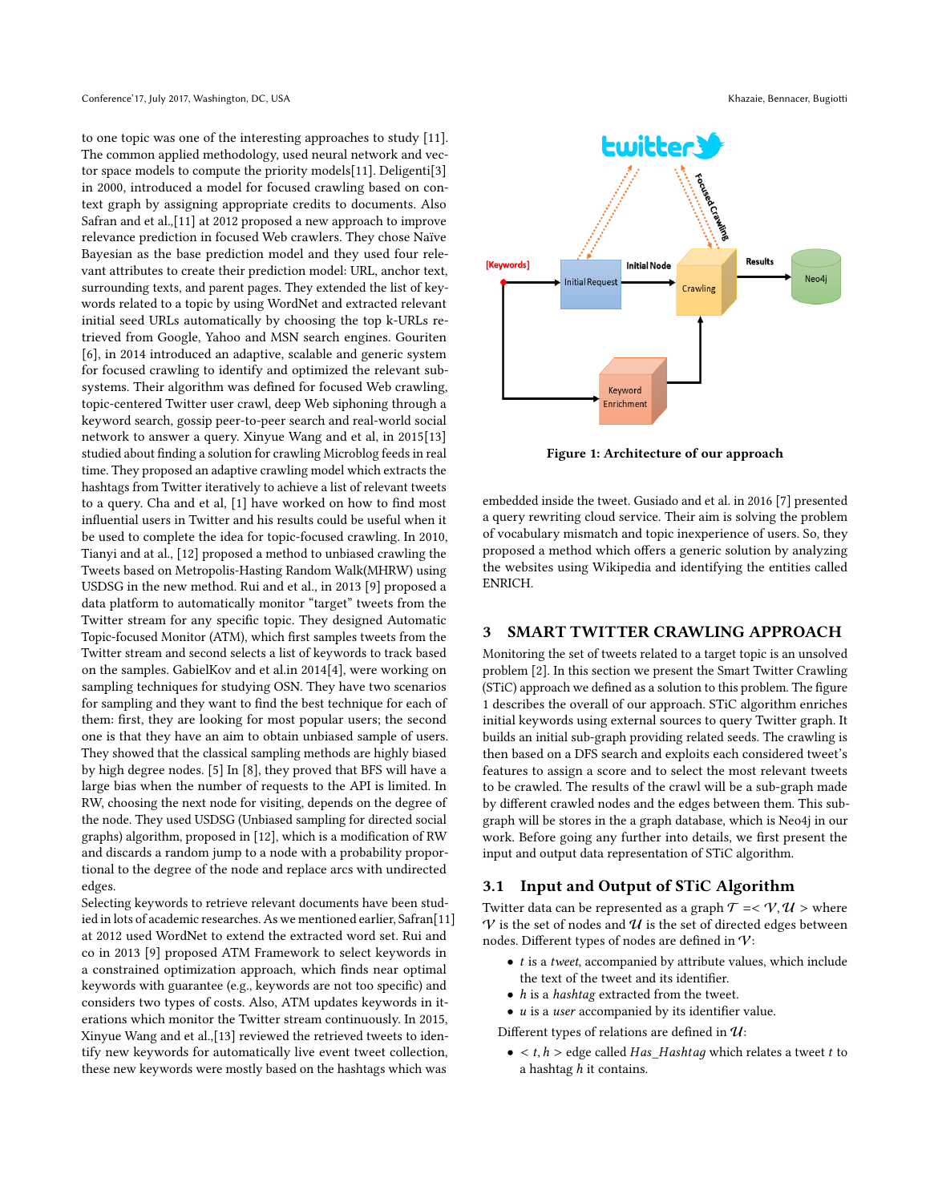to one topic was one of the interesting approaches to study [11]. The common applied methodology, used neural network and vector space models to compute the priority models[11]. Deligenti[3] in 2000, introduced a model for focused crawling based on context graph by assigning appropriate credits to documents. Also Safran and et al.,[11] at 2012 proposed a new approach to improve relevance prediction in focused Web crawlers. They chose Naïve Bayesian as the base prediction model and they used four relevant attributes to create their prediction model: URL, anchor text, surrounding texts, and parent pages. They extended the list of keywords related to a topic by using WordNet and extracted relevant initial seed URLs automatically by choosing the top k-URLs retrieved from Google, Yahoo and MSN search engines. Gouriten [6], in 2014 introduced an adaptive, scalable and generic system for focused crawling to identify and optimized the relevant subsystems. Their algorithm was defined for focused Web crawling, topic-centered Twitter user crawl, deep Web siphoning through a keyword search, gossip peer-to-peer search and real-world social network to answer a query. Xinyue Wang and et al, in 2015[13] studied about finding a solution for crawling Microblog feeds in real time. They proposed an adaptive crawling model which extracts the hashtags from Twitter iteratively to achieve a list of relevant tweets to a query. Cha and et al, [1] have worked on how to find most influential users in Twitter and his results could be useful when it be used to complete the idea for topic-focused crawling. In 2010, Tianyi and at al., [12] proposed a method to unbiased crawling the Tweets based on Metropolis-Hasting Random Walk(MHRW) using USDSG in the new method. Rui and et al., in 2013 [9] proposed a data platform to automatically monitor "target" tweets from the Twitter stream for any specific topic. They designed Automatic Topic-focused Monitor (ATM), which first samples tweets from the Twitter stream and second selects a list of keywords to track based on the samples. GabielKov and et al.in 2014[4], were working on sampling techniques for studying OSN. They have two scenarios for sampling and they want to find the best technique for each of them: first, they are looking for most popular users; the second one is that they have an aim to obtain unbiased sample of users. They showed that the classical sampling methods are highly biased by high degree nodes. [5] In [8], they proved that BFS will have a large bias when the number of requests to the API is limited. In RW, choosing the next node for visiting, depends on the degree of the node. They used USDSG (Unbiased sampling for directed social graphs) algorithm, proposed in [12], which is a modification of RW and discards a random jump to a node with a probability proportional to the degree of the node and replace arcs with undirected edges.

Selecting keywords to retrieve relevant documents have been studied in lots of academic researches. As we mentioned earlier, Safran[11] at 2012 used WordNet to extend the extracted word set. Rui and co in 2013 [9] proposed ATM Framework to select keywords in a constrained optimization approach, which finds near optimal keywords with guarantee (e.g., keywords are not too specific) and considers two types of costs. Also, ATM updates keywords in iterations which monitor the Twitter stream continuously. In 2015, Xinyue Wang and et al.,[13] reviewed the retrieved tweets to identify new keywords for automatically live event tweet collection, these new keywords were mostly based on the hashtags which was embedded inside the tweet. Gusiado and et al. in 2016 [7] presented a query rewriting cloud service. Their aim is solving the problem of vocabulary mismatch and topic inexperience of users. So, they proposed a method which offers a generic solution by analyzing the websites using Wikipedia and identifying the entities called ENRICH.

Figure 1: Architecture of our approach

## 3 SMART TWITTER CRAWLING APPROACH

Monitoring the set of tweets related to a target topic is an unsolved problem [2]. In this section we present the Smart Twitter Crawling (STiC) approach we defined as a solution to this problem. The figure 1 describes the overall of our approach. STiC algorithm enriches initial keywords using external sources to query Twitter graph. It builds an initial sub-graph providing related seeds. The crawling is then based on a DFS search and exploits each considered tweet's features to assign a score and to select the most relevant tweets to be crawled. The results of the crawl will be a sub-graph made by different crawled nodes and the edges between them. This sub-graph will be stores in the a graph database, which is Neo4j in our work. Before going any further into details, we first present the input and output data representation of STiC algorithm.

### 3.1 Input and Output of STiC Algorithm

Twitter data can be represented as a graph $\mathcal{T} =< \mathcal{V}, \mathcal{U} >$ where $\mathcal{V}$ is the set of nodes and $\mathcal{U}$ is the set of directed edges between nodes. Different types of nodes are defined in $\mathcal{V}$:

- $t$ is a *tweet*, accompanied by attribute values, which include the text of the tweet and its identifier.
- $h$ is a *hashtag* extracted from the tweet.
- $u$ is a *user* accompanied by its identifier value.

Different types of relations are defined in $\mathcal{U}$:

- $< t, h >$ edge called *Has_Hashtag* which relates a tweet $t$ to a hashtag $h$ it contains.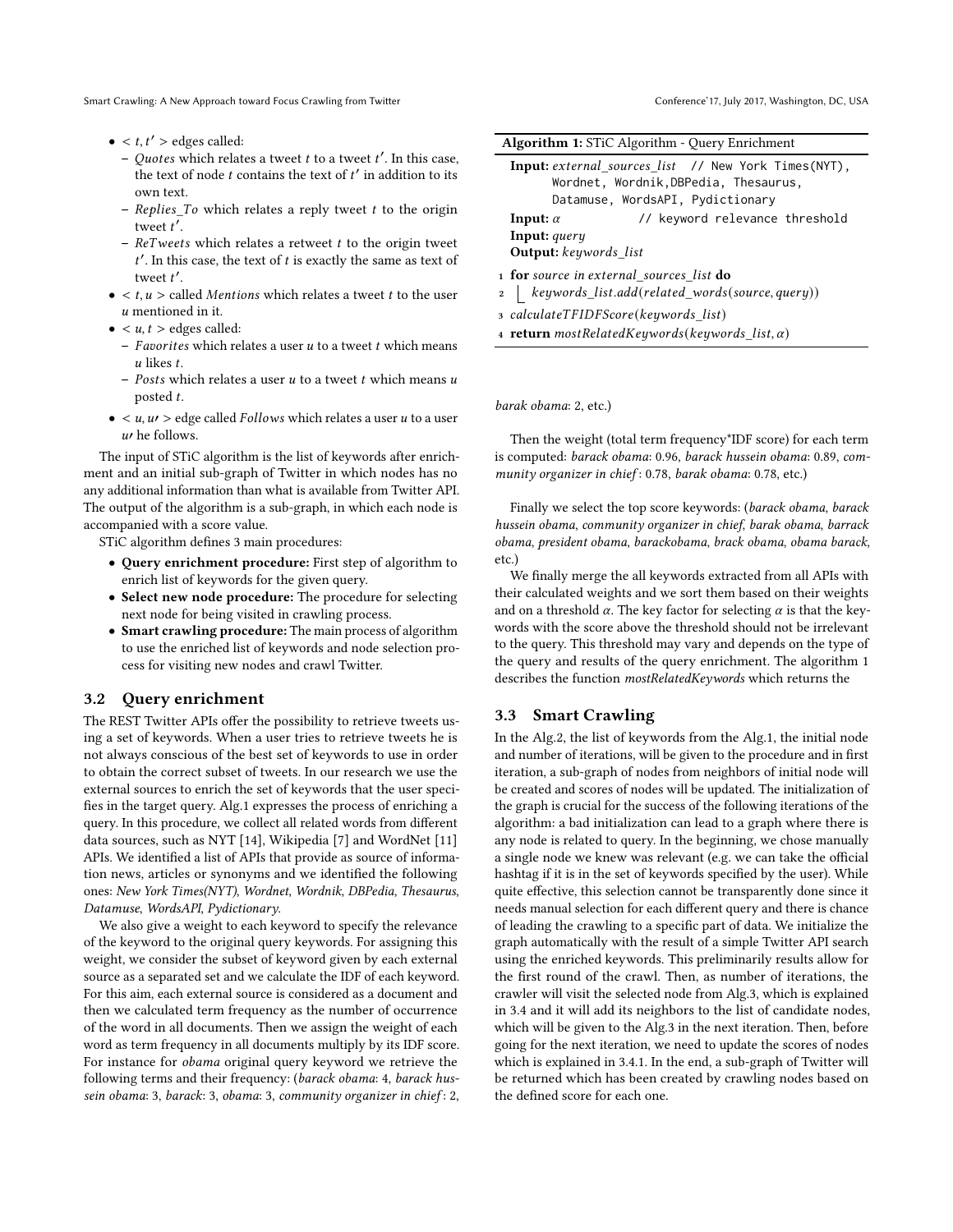- $< t, t' >$ edges called:
  - *Quotes* which relates a tweet $t$ to a tweet $t'$. In this case, the text of node $t$ contains the text of $t'$ in addition to its own text.
  - *Replies_To* which relates a reply tweet $t$ to the origin tweet $t'$.
  - *ReTweets* which relates a retweet $t$ to the origin tweet $t'$. In this case, the text of $t$ is exactly the same as text of tweet $t'$.
- $< t, u >$ called *Mentions* which relates a tweet $t$ to the user $u$ mentioned in it.
- $< u, t >$ edges called:
  - *Favorites* which relates a user $u$ to a tweet $t$ which means $u$ likes $t$.
  - *Posts* which relates a user $u$ to a tweet $t$ which means $u$ posted $t$.
- $< u, u\prime >$ edge called *Follows* which relates a user $u$ to a user $u\prime$ he follows.

The input of STiC algorithm is the list of keywords after enrichment and an initial sub-graph of Twitter in which nodes has no any additional information than what is available from Twitter API. The output of the algorithm is a sub-graph, in which each node is accompanied with a score value.

STiC algorithm defines 3 main procedures:

- **Query enrichment procedure:** First step of algorithm to enrich list of keywords for the given query.
- **Select new node procedure:** The procedure for selecting next node for being visited in crawling process.
- **Smart crawling procedure:** The main process of algorithm to use the enriched list of keywords and node selection process for visiting new nodes and crawl Twitter.

## 3.2 Query enrichment

The REST Twitter APIs offer the possibility to retrieve tweets using a set of keywords. When a user tries to retrieve tweets he is not always conscious of the best set of keywords to use in order to obtain the correct subset of tweets. In our research we use the external sources to enrich the set of keywords that the user specifies in the target query. Alg.1 expresses the process of enriching a query. In this procedure, we collect all related words from different data sources, such as NYT [14], Wikipedia [7] and WordNet [11] APIs. We identified a list of APIs that provide as source of information news, articles or synonyms and we identified the following ones: *New York Times(NYT), Wordnet, Wordnik, DBPedia, Thesaurus, Datamuse, WordsAPI, Pydictionary*.

We also give a weight to each keyword to specify the relevance of the keyword to the original query keywords. For assigning this weight, we consider the subset of keyword given by each external source as a separated set and we calculate the IDF of each keyword. For this aim, each external source is considered as a document and then we calculated term frequency as the number of occurrence of the word in all documents. Then we assign the weight of each word as term frequency in all documents multiply by its IDF score. For instance for *obama* original query keyword we retrieve the following terms and their frequency: (*barack obama*: 4, *barack hussein obama*: 3, *barack*: 3, *obama*: 3, *community organizer in chief*: 2, *barak obama*: 2, etc.)

---

**Algorithm 1:** STiC Algorithm - Query Enrichment

**Input:** *external_sources_list* `// New York Times(NYT), Wordnet, Wordnik,DBPedia, Thesaurus, Datamuse, WordsAPI, Pydictionary`
**Input:** $\alpha$ `// keyword relevance threshold`
**Input:** *query*
**Output:** *keywords_list*

1. **for** *source in external_sources_list* **do**
2. &nbsp;&nbsp;&nbsp;&nbsp;*keywords_list.add(related_words(source, query))*
3. *calculateTFIDFScore(keywords_list)*
4. **return** *mostRelatedKeywords(keywords_list, $\alpha$)*

---

Then the weight (total term frequency*IDF score) for each term is computed: *barack obama*: 0.96, *barack hussein obama*: 0.89, *community organizer in chief*: 0.78, *barak obama*: 0.78, etc.)

Finally we select the top score keywords: (*barack obama*, *barack hussein obama*, *community organizer in chief*, *barak obama*, *barrack obama*, *president obama*, *barackobama*, *brack obama*, *obama barack*, etc.)

We finally merge the all keywords extracted from all APIs with their calculated weights and we sort them based on their weights and on a threshold $\alpha$. The key factor for selecting $\alpha$ is that the keywords with the score above the threshold should not be irrelevant to the query. This threshold may vary and depends on the type of the query and results of the query enrichment. The algorithm 1 describes the function *mostRelatedKeywords* which returns the

## 3.3 Smart Crawling

In the Alg.2, the list of keywords from the Alg.1, the initial node and number of iterations, will be given to the procedure and in first iteration, a sub-graph of nodes from neighbors of initial node will be created and scores of nodes will be updated. The initialization of the graph is crucial for the success of the following iterations of the algorithm: a bad initialization can lead to a graph where there is any node is related to query. In the beginning, we chose manually a single node we knew was relevant (e.g. we can take the official hashtag if it is in the set of keywords specified by the user). While quite effective, this selection cannot be transparently done since it needs manual selection for each different query and there is chance of leading the crawling to a specific part of data. We initialize the graph automatically with the result of a simple Twitter API search using the enriched keywords. This preliminarily results allow for the first round of the crawl. Then, as number of iterations, the crawler will visit the selected node from Alg.3, which is explained in 3.4 and it will add its neighbors to the list of candidate nodes, which will be given to the Alg.3 in the next iteration. Then, before going for the next iteration, we need to update the scores of nodes which is explained in 3.4.1. In the end, a sub-graph of Twitter will be returned which has been created by crawling nodes based on the defined score for each one.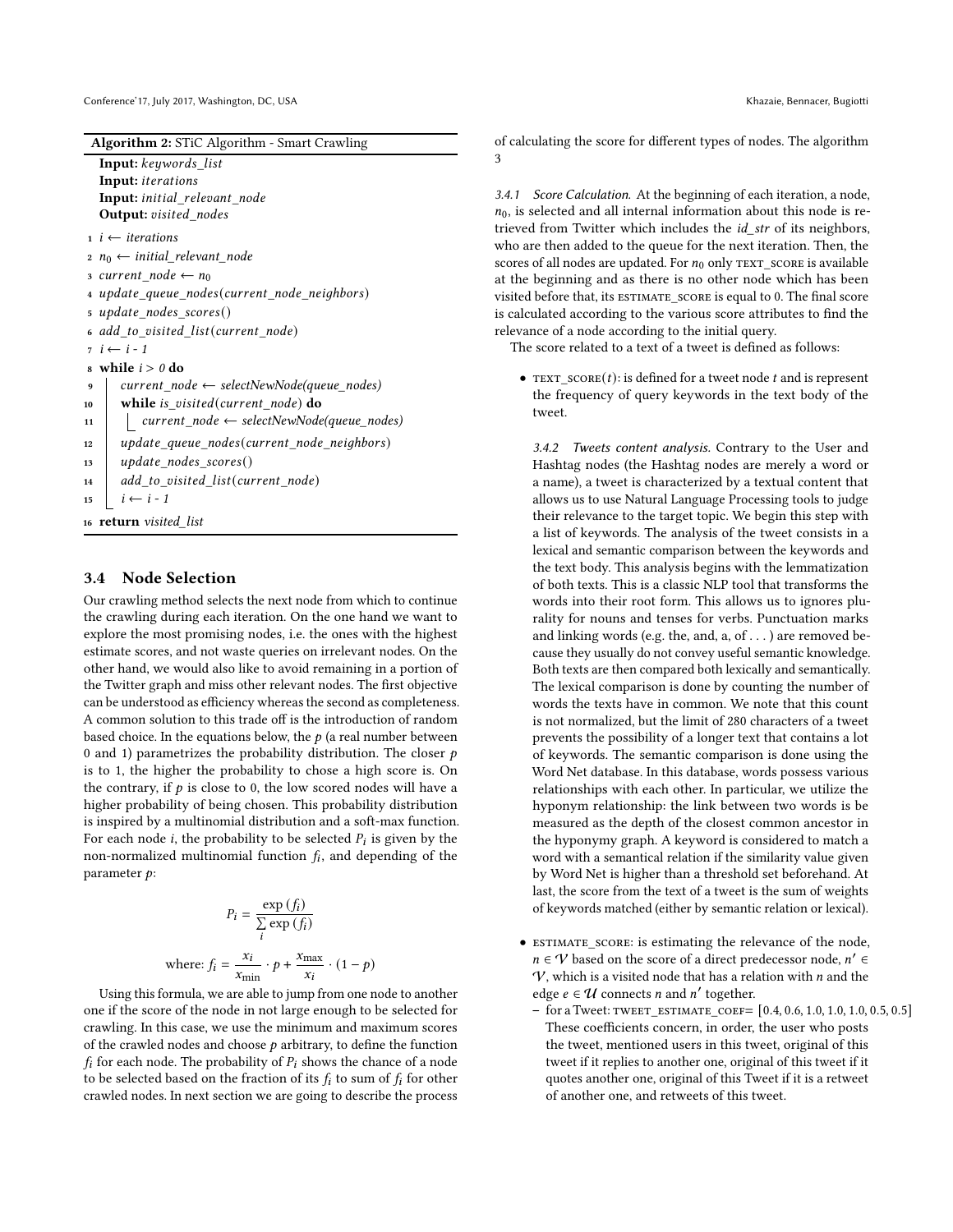**Algorithm 2:** STiC Algorithm - Smart Crawling

```
Input: keywords_list
Input: iterations
Input: initial_relevant_node
Output: visited_nodes
1  i ← iterations
2  n0 ← initial_relevant_node
3  current_node ← n0
4  update_queue_nodes(current_node_neighbors)
5  update_nodes_scores()
6  add_to_visited_list(current_node)
7  i ← i - 1
8  while i > 0 do
9      current_node ← selectNewNode(queue_nodes)
10     while is_visited(current_node) do
11         current_node ← selectNewNode(queue_nodes)
12     update_queue_nodes(current_node_neighbors)
13     update_nodes_scores()
14     add_to_visited_list(current_node)
15     i ← i - 1
16 return visited_list
```

### 3.4 Node Selection

Our crawling method selects the next node from which to continue the crawling during each iteration. On the one hand we want to explore the most promising nodes, i.e. the ones with the highest estimate scores, and not waste queries on irrelevant nodes. On the other hand, we would also like to avoid remaining in a portion of the Twitter graph and miss other relevant nodes. The first objective can be understood as efficiency whereas the second as completeness. A common solution to this trade off is the introduction of random based choice. In the equations below, the $p$ (a real number between 0 and 1) parametrizes the probability distribution. The closer $p$ is to 1, the higher the probability to chose a high score is. On the contrary, if $p$ is close to 0, the low scored nodes will have a higher probability of being chosen. This probability distribution is inspired by a multinomial distribution and a soft-max function. For each node $i$, the probability to be selected $P_i$ is given by the non-normalized multinomial function $f_i$, and depending of the parameter $p$:

$$P_i = \frac{\exp(f_i)}{\sum_i \exp(f_i)}$$

$$\text{where: } f_i = \frac{x_i}{x_{\min}} \cdot p + \frac{x_{\max}}{x_i} \cdot (1-p)$$

Using this formula, we are able to jump from one node to another one if the score of the node in not large enough to be selected for crawling. In this case, we use the minimum and maximum scores of the crawled nodes and choose $p$ arbitrary, to define the function $f_i$ for each node. The probability of $P_i$ shows the chance of a node to be selected based on the fraction of its $f_i$ to sum of $f_i$ for other crawled nodes. In next section we are going to describe the process of calculating the score for different types of nodes. The algorithm 3

#### 3.4.1 Score Calculation.

At the beginning of each iteration, a node, $n_0$, is selected and all internal information about this node is retrieved from Twitter which includes the *id_str* of its neighbors, who are then added to the queue for the next iteration. Then, the scores of all nodes are updated. For $n_0$ only TEXT_SCORE is available at the beginning and as there is no other node which has been visited before that, its ESTIMATE_SCORE is equal to 0. The final score is calculated according to the various score attributes to find the relevance of a node according to the initial query.

The score related to a text of a tweet is defined as follows:

- TEXT_SCORE($t$): is defined for a tweet node $t$ and is represent the frequency of query keywords in the text body of the tweet.

  *3.4.2 Tweets content analysis.* Contrary to the User and Hashtag nodes (the Hashtag nodes are merely a word or a name), a tweet is characterized by a textual content that allows us to use Natural Language Processing tools to judge their relevance to the target topic. We begin this step with a list of keywords. The analysis of the tweet consists in a lexical and semantic comparison between the keywords and the text body. This analysis begins with the lemmatization of both texts. This is a classic NLP tool that transforms the words into their root form. This allows us to ignores plurality for nouns and tenses for verbs. Punctuation marks and linking words (e.g. the, and, a, of . . . ) are removed because they usually do not convey useful semantic knowledge. Both texts are then compared both lexically and semantically. The lexical comparison is done by counting the number of words the texts have in common. We note that this count is not normalized, but the limit of 280 characters of a tweet prevents the possibility of a longer text that contains a lot of keywords. The semantic comparison is done using the Word Net database. In this database, words possess various relationships with each other. In particular, we utilize the hyponym relationship: the link between two words is be measured as the depth of the closest common ancestor in the hyponymy graph. A keyword is considered to match a word with a semantical relation if the similarity value given by Word Net is higher than a threshold set beforehand. At last, the score from the text of a tweet is the sum of weights of keywords matched (either by semantic relation or lexical).

- ESTIMATE_SCORE: is estimating the relevance of the node, $n \in \mathcal{V}$ based on the score of a direct predecessor node, $n' \in \mathcal{V}$, which is a visited node that has a relation with $n$ and the edge $e \in \mathcal{U}$ connects $n$ and $n'$ together.
  - for a Tweet: TWEET_ESTIMATE_COEF= [0.4, 0.6, 1.0, 1.0, 1.0, 0.5, 0.5] These coefficients concern, in order, the user who posts the tweet, mentioned users in this tweet, original of this tweet if it replies to another one, original of this tweet if it quotes another one, original of this Tweet if it is a retweet of another one, and retweets of this tweet.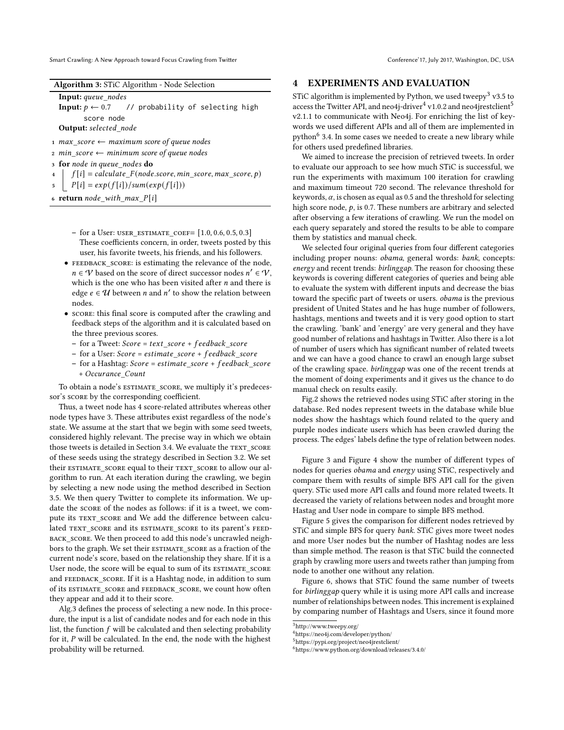**Algorithm 3:** STiC Algorithm - Node Selection

**Input:** *queue_nodes*
**Input:** $p \leftarrow 0.7$ // probability of selecting high score node
**Output:** *selected_node*

```
1 max_score ← maximum score of queue nodes
2 min_score ← minimum score of queue nodes
3 for node in queue_nodes do
4     f[i] = calculate_F(node.score, min_score, max_score, p)
5     P[i] = exp(f[i])/sum(exp(f[i]))
6 return node_with_max_P[i]
```

   - for a User: USER_ESTIMATE_COEF= [1.0, 0.6, 0.5, 0.3] These coefficients concern, in order, tweets posted by this user, his favorite tweets, his friends, and his followers.
- FEEDBACK_SCORE: is estimating the relevance of the node, $n \in \mathcal{V}$ based on the score of direct successor nodes $n' \in \mathcal{V}$, which is the one who has been visited after $n$ and there is edge $e \in \mathcal{U}$ between $n$ and $n'$ to show the relation between nodes.
- SCORE: this final score is computed after the crawling and feedback steps of the algorithm and it is calculated based on the three previous scores.
   - for a Tweet: $Score = text\_score + feedback\_score$
   - for a User: $Score = estimate\_score + feedback\_score$
   - for a Hashtag: $Score = estimate\_score + feedback\_score + Occurance\_Count$

To obtain a node's ESTIMATE_SCORE, we multiply it's predecessor's SCORE by the corresponding coefficient.

Thus, a tweet node has 4 score-related attributes whereas other node types have 3. These attributes exist regardless of the node's state. We assume at the start that we begin with some seed tweets, considered highly relevant. The precise way in which we obtain those tweets is detailed in Section 3.4. We evaluate the TEXT_SCORE of these seeds using the strategy described in Section 3.2. We set their ESTIMATE_SCORE equal to their TEXT_SCORE to allow our algorithm to run. At each iteration during the crawling, we begin by selecting a new node using the method described in Section 3.5. We then query Twitter to complete its information. We update the SCORE of the nodes as follows: if it is a tweet, we compute its TEXT_SCORE and We add the difference between calculated TEXT_SCORE and its ESTIMATE_SCORE to its parent's FEEDBACK_SCORE. We then proceed to add this node's uncrawled neighbors to the graph. We set their ESTIMATE_SCORE as a fraction of the current node's score, based on the relationship they share. If it is a User node, the score will be equal to sum of its ESTIMATE_SCORE and FEEDBACK_SCORE. If it is a Hashtag node, in addition to sum of its ESTIMATE_SCORE and FEEDBACK_SCORE, we count how often they appear and add it to their score.

Alg.3 defines the process of selecting a new node. In this procedure, the input is a list of candidate nodes and for each node in this list, the function $f$ will be calculated and then selecting probability for it, $P$ will be calculated. In the end, the node with the highest probability will be returned.

# 4 EXPERIMENTS AND EVALUATION

STiC algorithm is implemented by Python, we used tweepy[3] v3.5 to access the Twitter API, and neo4j-driver[4] v1.0.2 and neo4jrestclient[5] v2.1.1 to communicate with Neo4j. For enriching the list of keywords we used different APIs and all of them are implemented in python[6] 3.4. In some cases we needed to create a new library while for others used predefined libraries.

We aimed to increase the precision of retrieved tweets. In order to evaluate our approach to see how much STiC is successful, we run the experiments with maximum 100 iteration for crawling and maximum timeout 720 second. The relevance threshold for keywords, $\alpha$, is chosen as equal as 0.5 and the threshold for selecting high score node, $p$, is 0.7. These numbers are arbitrary and selected after observing a few iterations of crawling. We run the model on each query separately and stored the results to be able to compare them by statistics and manual check.

We selected four original queries from four different categories including proper nouns: *obama*, general words: *bank*, concepts: *energy* and recent trends: *birlinggap*. The reason for choosing these keywords is covering different categories of queries and being able to evaluate the system with different inputs and decrease the bias toward the specific part of tweets or users. *obama* is the previous president of United States and he has huge number of followers, hashtags, mentions and tweets and it is very good option to start the crawling. 'bank' and 'energy' are very general and they have good number of relations and hashtags in Twitter. Also there is a lot of number of users which has significant number of related tweets and we can have a good chance to crawl an enough large subset of the crawling space. *birlinggap* was one of the recent trends at the moment of doing experiments and it gives us the chance to do manual check on results easily.

Fig.2 shows the retrieved nodes using STiC after storing in the database. Red nodes represent tweets in the database while blue nodes show the hashtags which found related to the query and purple nodes indicate users which has been crawled during the process. The edges' labels define the type of relation between nodes.

Figure 3 and Figure 4 show the number of different types of nodes for queries *obama* and *energy* using STiC, respectively and compare them with results of simple BFS API call for the given query. STic used more API calls and found more related tweets. It decreased the variety of relations between nodes and brought more Hastag and User node in compare to simple BFS method.

Figure 5 gives the comparison for different nodes retrieved by STiC and simple BFS for query *bank*. STiC gives more tweet nodes and more User nodes but the number of Hashtag nodes are less than simple method. The reason is that STiC build the connected graph by crawling more users and tweets rather than jumping from node to another one without any relation.

Figure 6, shows that STiC found the same number of tweets for *birlinggap* query while it is using more API calls and increase number of relationships between nodes. This increment is explained by comparing number of Hashtags and Users, since it found more

[3] http://www.tweepy.org/
[4] https://neo4j.com/developer/python/
[5] https://pypi.org/project/neo4jrestclient/
[6] https://www.python.org/download/releases/3.4.0/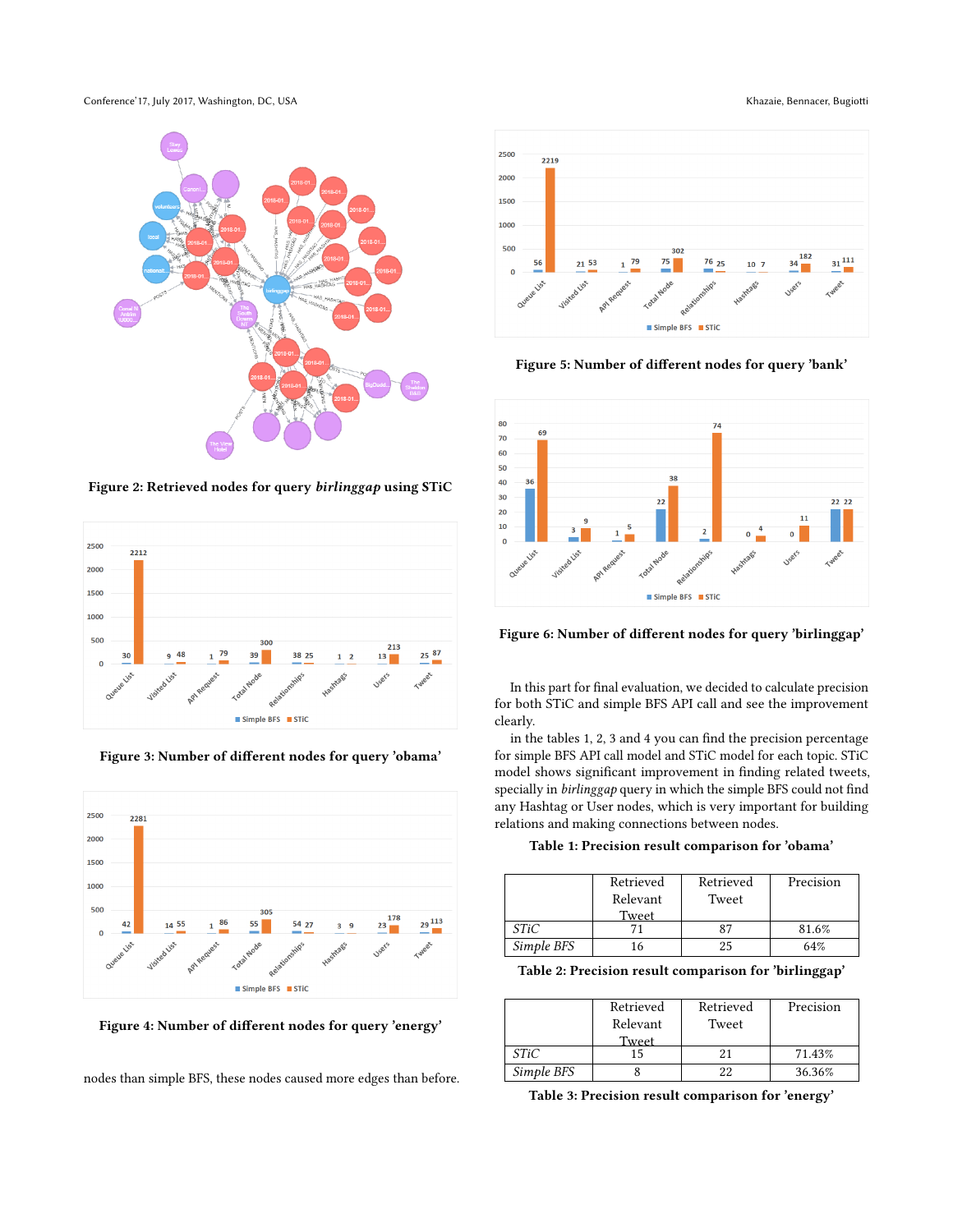Figure 2: Retrieved nodes for query *birlinggap* using STiC

Figure 3: Number of different nodes for query 'obama'

Figure 4: Number of different nodes for query 'energy'

nodes than simple BFS, these nodes caused more edges than before.

Figure 5: Number of different nodes for query 'bank'

Figure 6: Number of different nodes for query 'birlinggap'

In this part for final evaluation, we decided to calculate precision for both STiC and simple BFS API call and see the improvement clearly.

in the tables 1, 2, 3 and 4 you can find the precision percentage for simple BFS API call model and STiC model for each topic. STiC model shows significant improvement in finding related tweets, specially in *birlinggap* query in which the simple BFS could not find any Hashtag or User nodes, which is very important for building relations and making connections between nodes.

**Table 1: Precision result comparison for 'obama'**

| | Retrieved Relevant Tweet | Retrieved Tweet | Precision |
|---|---|---|---|
| *STiC* | 71 | 87 | 81.6% |
| *Simple BFS* | 16 | 25 | 64% |

**Table 2: Precision result comparison for 'birlinggap'**

| | Retrieved Relevant Tweet | Retrieved Tweet | Precision |
|---|---|---|---|
| *STiC* | 15 | 21 | 71.43% |
| *Simple BFS* | 8 | 22 | 36.36% |

**Table 3: Precision result comparison for 'energy'**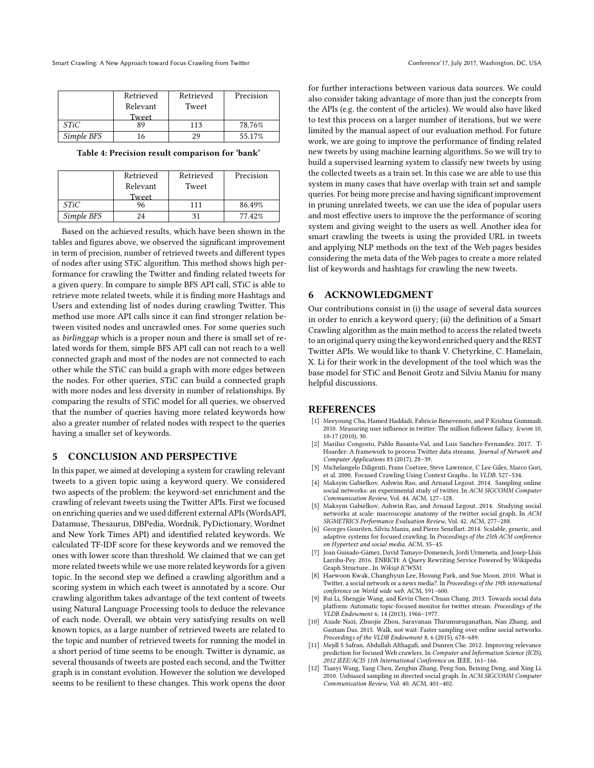|  | Retrieved Relevant Tweet | Retrieved Tweet | Precision |
| --- | --- | --- | --- |
| *STiC* | 89 | 113 | 78.76% |
| *Simple BFS* | 16 | 29 | 55.17% |

**Table 4: Precision result comparison for 'bank'**

|  | Retrieved Relevant Tweet | Retrieved Tweet | Precision |
| --- | --- | --- | --- |
| *STiC* | 96 | 111 | 86.49% |
| *Simple BFS* | 24 | 31 | 77.42% |

Based on the achieved results, which have been shown in the tables and figures above, we observed the significant improvement in term of precision, number of retrieved tweets and different types of nodes after using STiC algorithm. This method shows high performance for crawling the Twitter and finding related tweets for a given query. In compare to simple BFS API call, STiC is able to retrieve more related tweets, while it is finding more Hashtags and Users and extending list of nodes during crawling Twitter. This method use more API calls since it can find stronger relation between visited nodes and uncrawled ones. For some queries such as *birlinggap* which is a proper noun and there is small set of related words for them, simple BFS API call can not reach to a well connected graph and most of the nodes are not connected to each other while the STiC can build a graph with more edges between the nodes. For other queries, STiC can build a connected graph with more nodes and less diversity in number of relationships. By comparing the results of STiC model for all queries, we observed that the number of queries having more related keywords how also a greater number of related nodes with respect to the queries having a smaller set of keywords.

## 5 CONCLUSION AND PERSPECTIVE

In this paper, we aimed at developing a system for crawling relevant tweets to a given topic using a keyword query. We considered two aspects of the problem: the keyword-set enrichment and the crawling of relevant tweets using the Twitter APIs. First we focused on enriching queries and we used different external APIs (WordsAPI, Datamuse, Thesaurus, DBPedia, Wordnik, PyDictionary, Wordnet and New York Times API) and identified related keywords. We calculated TF-IDF score for these keywords and we removed the ones with lower score than threshold. We claimed that we can get more related tweets while we use more related keywords for a given topic. In the second step we defined a crawling algorithm and a scoring system in which each tweet is annotated by a score. Our crawling algorithm takes advantage of the text content of tweets using Natural Language Processing tools to deduce the relevance of each node. Overall, we obtain very satisfying results on well known topics, as a large number of retrieved tweets are related to the topic and number of retrieved tweets for running the model in a short period of time seems to be enough. Twitter is dynamic, as several thousands of tweets are posted each second, and the Twitter graph is in constant evolution. However the solution we developed seems to be resilient to these changes. This work opens the door for further interactions between various data sources. We could also consider taking advantage of more than just the concepts from the APIs (e.g. the content of the articles). We would also have liked to test this process on a larger number of iterations, but we were limited by the manual aspect of our evaluation method. For future work, we are going to improve the performance of finding related new tweets by using machine learning algorithms. So we will try to build a supervised learning system to classify new tweets by using the collected tweets as a train set. In this case we are able to use this system in many cases that have overlap with train set and sample queries. For being more precise and having significant improvement in pruning unrelated tweets, we can use the idea of popular users and most effective users to improve the the performance of scoring system and giving weight to the users as well. Another idea for smart crawling the tweets is using the provided URL in tweets and applying NLP methods on the text of the Web pages besides considering the meta data of the Web pages to create a more related list of keywords and hashtags for crawling the new tweets.

## 6 ACKNOWLEDGMENT

Our contributions consist in (i) the usage of several data sources in order to enrich a keyword query; (ii) the definition of a Smart Crawling algorithm as the main method to access the related tweets to an original query using the keyword enriched query and the REST Twitter APIs. We would like to thank V. Chetyrkine, C. Hamelain, X. Li for their work in the development of the tool which was the base model for STiC and Benoit Grotz and Silviu Maniu for many helpful discussions.

## REFERENCES

[1] Meeyoung Cha, Hamed Haddadi, Fabricio Benevenuto, and P Krishna Gummadi. 2010. Measuring user influence in twitter: The million follower fallacy. *Icwsm* 10, 10-17 (2010), 30.

[2] Mariluz Congosto, Pablo Basanta-Val, and Luis Sanchez-Fernandez. 2017. T-Hoarder: A framework to process Twitter data streams. *Journal of Network and Computer Applications* 83 (2017), 28–39.

[3] Michelangelo Diligenti, Frans Coetzee, Steve Lawrence, C Lee Giles, Marco Gori, et al. 2000. Focused Crawling Using Context Graphs.. In *VLDB*. 527–534.

[4] Maksym Gabielkov, Ashwin Rao, and Arnaud Legout. 2014. Sampling online social networks: an experimental study of twitter. In *ACM SIGCOMM Computer Communication Review*, Vol. 44. ACM, 127–128.

[5] Maksym Gabielkov, Ashwin Rao, and Arnaud Legout. 2014. Studying social networks at scale: macroscopic anatomy of the twitter social graph. In *ACM SIGMETRICS Performance Evaluation Review*, Vol. 42. ACM, 277–288.

[6] Georges Gouriten, Silviu Maniu, and Pierre Senellart. 2014. Scalable, generic, and adaptive systems for focused crawling. In *Proceedings of the 25th ACM conference on Hypertext and social media*. ACM, 35–45.

[7] Joan Guisado-Gámez, David Tamayo-Domenech, Jordi Urmeneta, and Josep-Lluís Larriba-Pey. 2016. ENRICH: A Query Rewriting Service Powered by Wikipedia Graph Structure.. In *Wiki@ ICWSM*.

[8] Haewoon Kwak, Changhyun Lee, Hosung Park, and Sue Moon. 2010. What is Twitter, a social network or a news media?. In *Proceedings of the 19th international conference on World wide web*. ACM, 591–600.

[9] Rui Li, Shengjie Wang, and Kevin Chen-Chuan Chang. 2013. Towards social data platform: Automatic topic-focused monitor for twitter stream. *Proceedings of the VLDB Endowment* 6, 14 (2013), 1966–1977.

[10] Azade Nazi, Zhuojie Zhou, Saravanan Thirumuruganathan, Nan Zhang, and Gautam Das. 2015. Walk, not wait: Faster sampling over online social networks. *Proceedings of the VLDB Endowment* 8, 6 (2015), 678–689.

[11] Mejdl S Safran, Abdullah Althagafi, and Dunren Che. 2012. Improving relevance prediction for focused Web crawlers. In *Computer and Information Science (ICIS), 2012 IEEE/ACIS 11th International Conference on*. IEEE, 161–166.

[12] Tianyi Wang, Yang Chen, Zengbin Zhang, Peng Sun, Beixing Deng, and Xing Li. 2010. Unbiased sampling in directed social graph. In *ACM SIGCOMM Computer Communication Review*, Vol. 40. ACM, 401–402.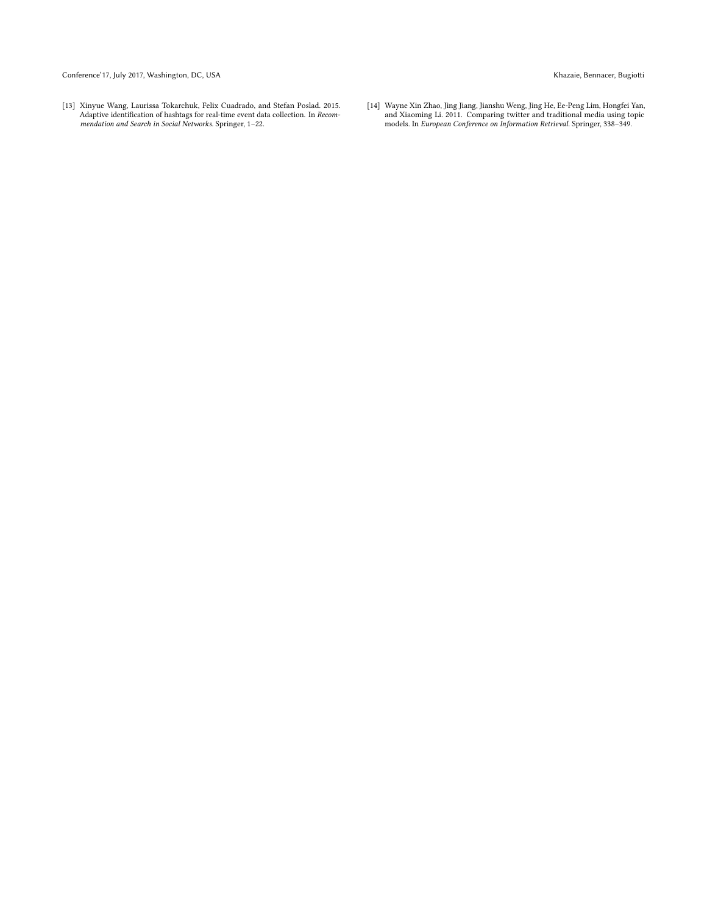[13] Xinyue Wang, Laurissa Tokarchuk, Felix Cuadrado, and Stefan Poslad. 2015. Adaptive identification of hashtags for real-time event data collection. In *Recommendation and Search in Social Networks*. Springer, 1–22.

[14] Wayne Xin Zhao, Jing Jiang, Jianshu Weng, Jing He, Ee-Peng Lim, Hongfei Yan, and Xiaoming Li. 2011. Comparing twitter and traditional media using topic models. In *European Conference on Information Retrieval*. Springer, 338–349.